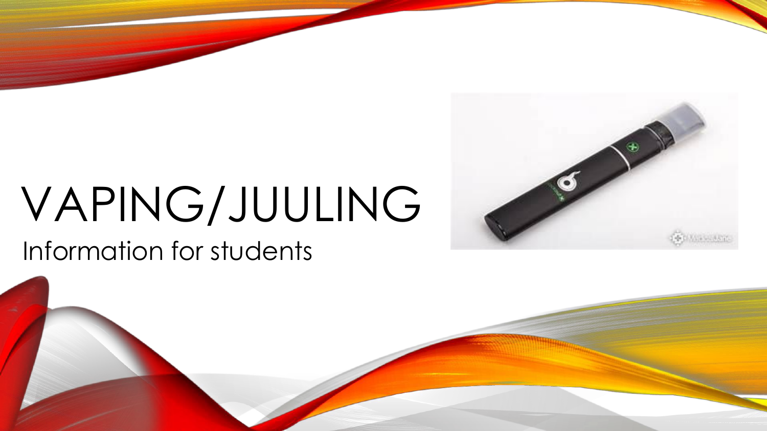# VAPING/JUULING

Information for students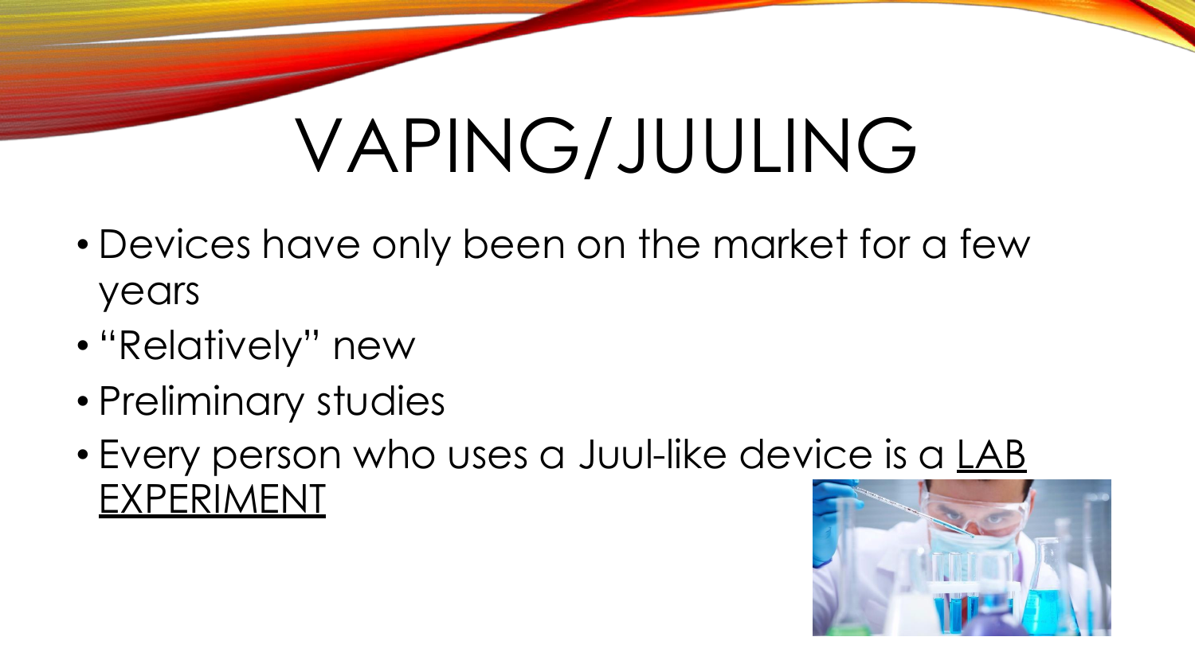# VAPING/JUULING

- Devices have only been on the market for a few years
- "Relatively" new
- Preliminary studies
- Every person who uses a Juul-like device is a <u>LAB EXPERIMENT</u>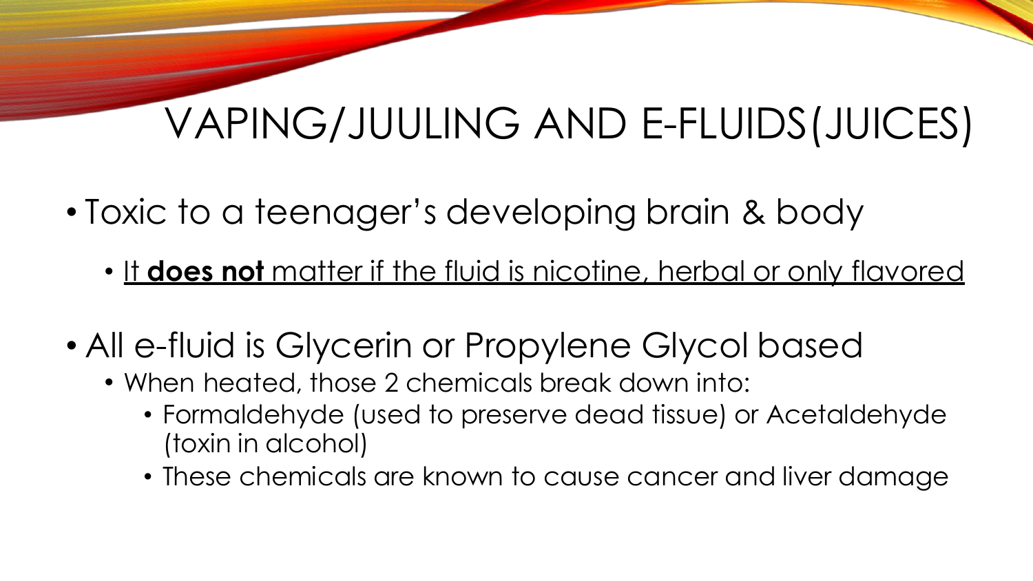# VAPING/JUULING AND E-FLUIDS(JUICES)

- Toxic to a teenager's developing brain & body
  - It **does not** matter if the fluid is nicotine, herbal or only flavored
- All e-fluid is Glycerin or Propylene Glycol based
  - When heated, those 2 chemicals break down into:
    - Formaldehyde (used to preserve dead tissue) or Acetaldehyde (toxin in alcohol)
    - These chemicals are known to cause cancer and liver damage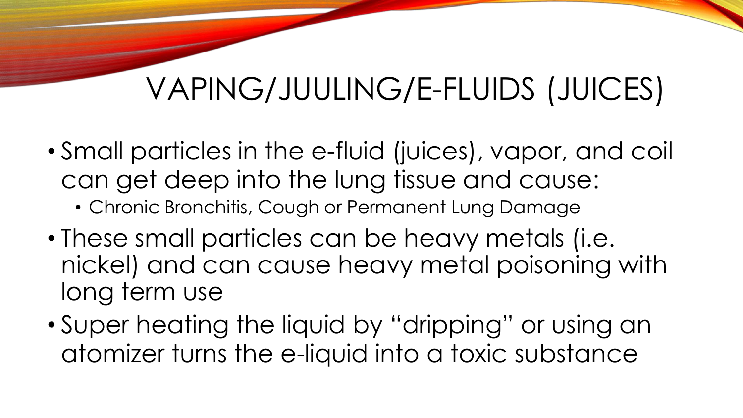# VAPING/JUULING/E-FLUIDS (JUICES)

- Small particles in the e-fluid (juices), vapor, and coil can get deep into the lung tissue and cause:
  - Chronic Bronchitis, Cough or Permanent Lung Damage
- These small particles can be heavy metals (i.e. nickel) and can cause heavy metal poisoning with long term use
- Super heating the liquid by "dripping" or using an atomizer turns the e-liquid into a toxic substance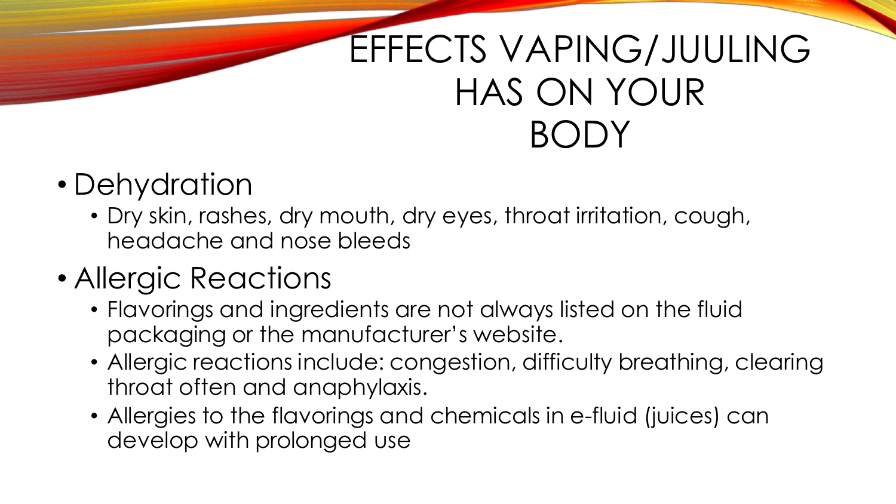# EFFECTS VAPING/JUULING HAS ON YOUR BODY

- Dehydration
  - Dry skin, rashes, dry mouth, dry eyes, throat irritation, cough, headache and nose bleeds
- Allergic Reactions
  - Flavorings and ingredients are not always listed on the fluid packaging or the manufacturer's website.
  - Allergic reactions include: congestion, difficulty breathing, clearing throat often and anaphylaxis.
  - Allergies to the flavorings and chemicals in e-fluid (juices) can develop with prolonged use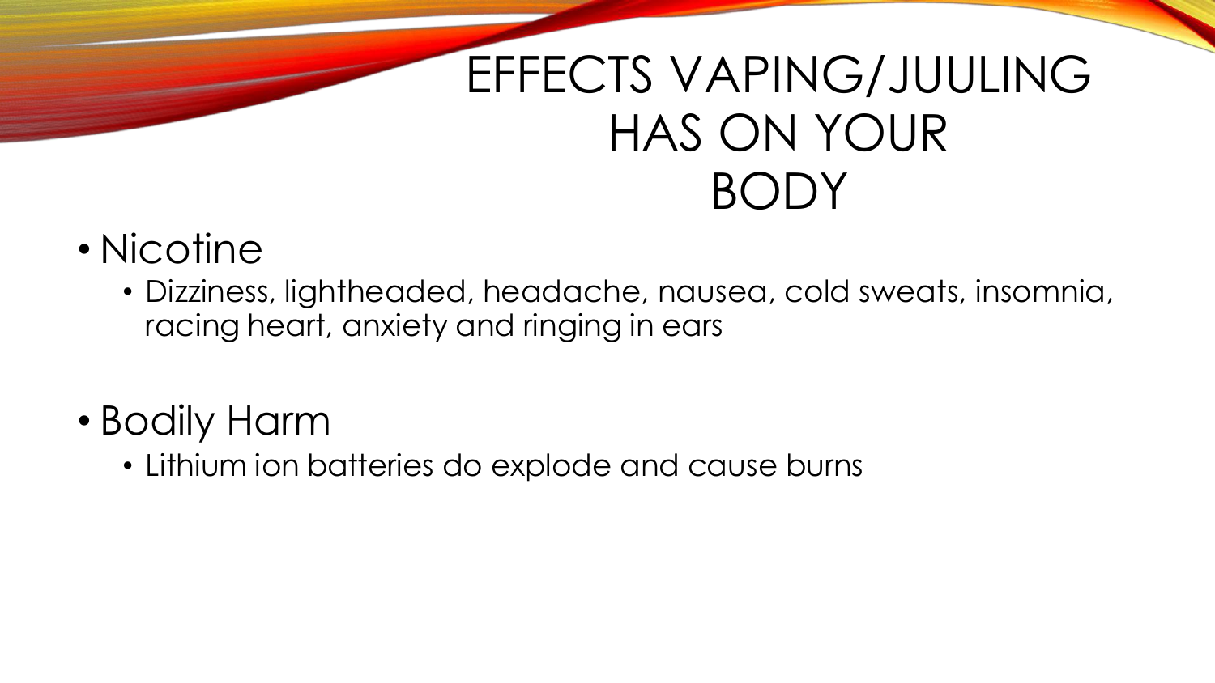# EFFECTS VAPING/JUULING HAS ON YOUR BODY

- Nicotine
  - Dizziness, lightheaded, headache, nausea, cold sweats, insomnia, racing heart, anxiety and ringing in ears

- Bodily Harm
  - Lithium ion batteries do explode and cause burns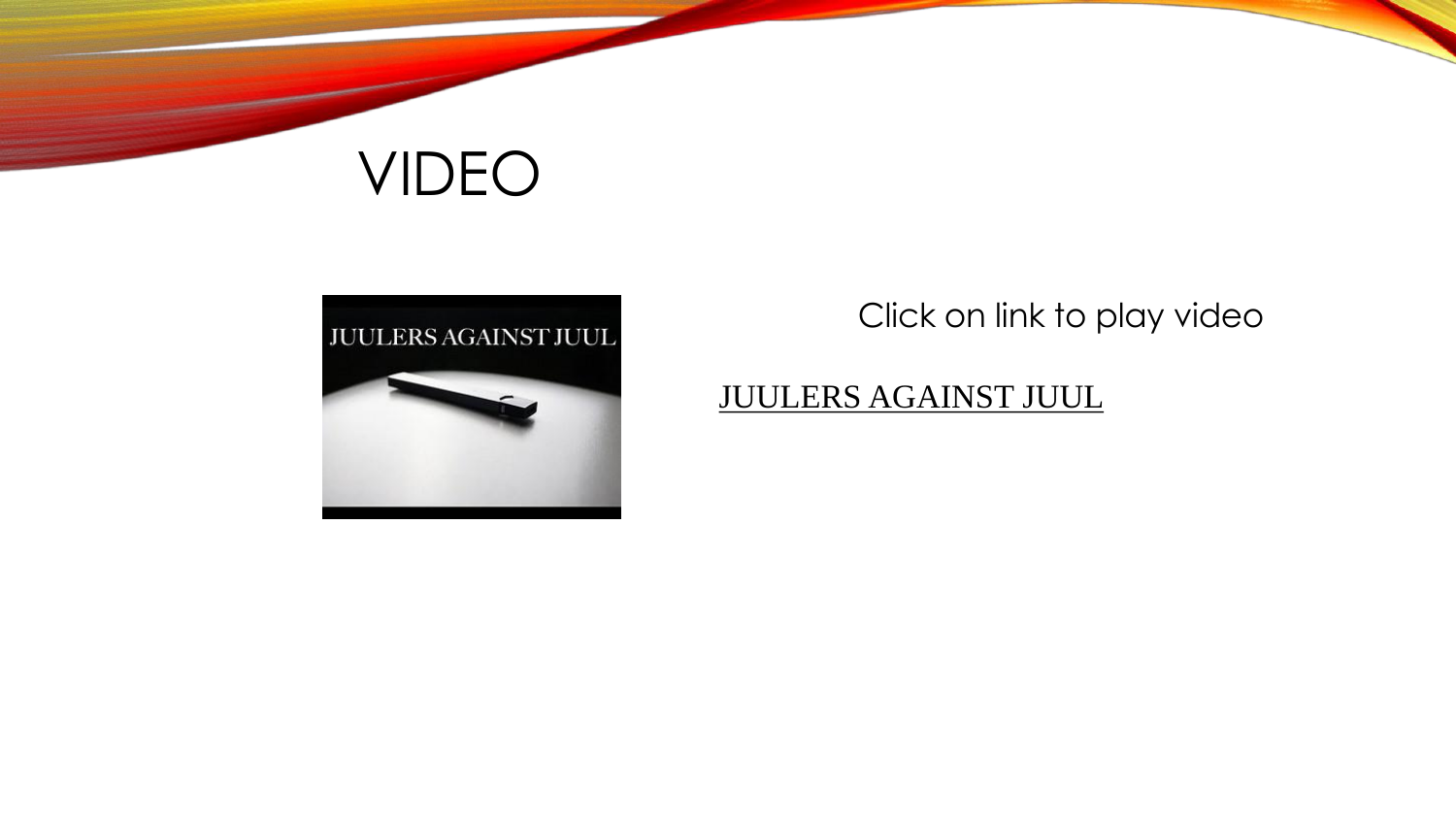# VIDEO

Click on link to play video

JUULERS AGAINST JUUL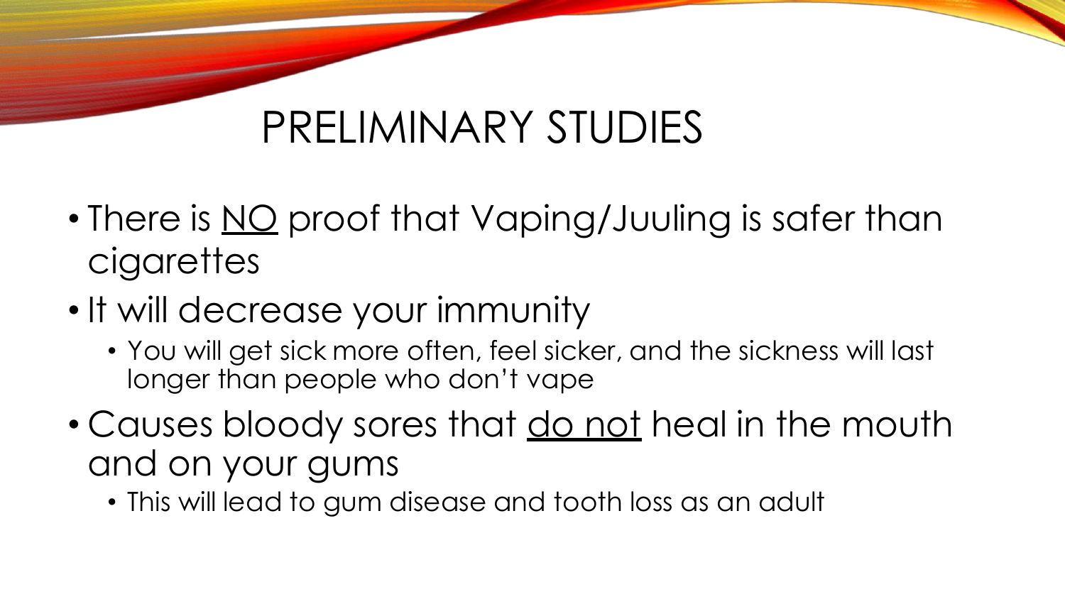# PRELIMINARY STUDIES

- There is <u>NO</u> proof that Vaping/Juuling is safer than cigarettes
- It will decrease your immunity
  - You will get sick more often, feel sicker, and the sickness will last longer than people who don't vape
- Causes bloody sores that <u>do not</u> heal in the mouth and on your gums
  - This will lead to gum disease and tooth loss as an adult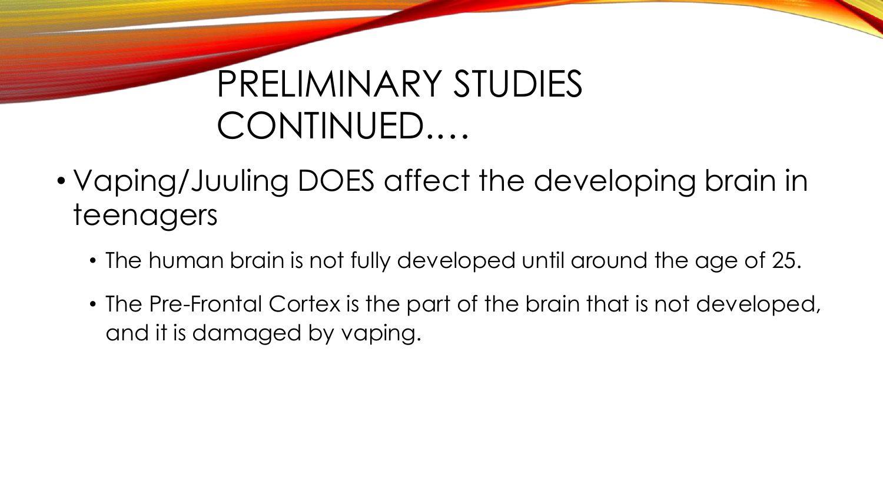# PRELIMINARY STUDIES CONTINUED….

- Vaping/Juuling DOES affect the developing brain in teenagers
  - The human brain is not fully developed until around the age of 25.
  - The Pre-Frontal Cortex is the part of the brain that is not developed, and it is damaged by vaping.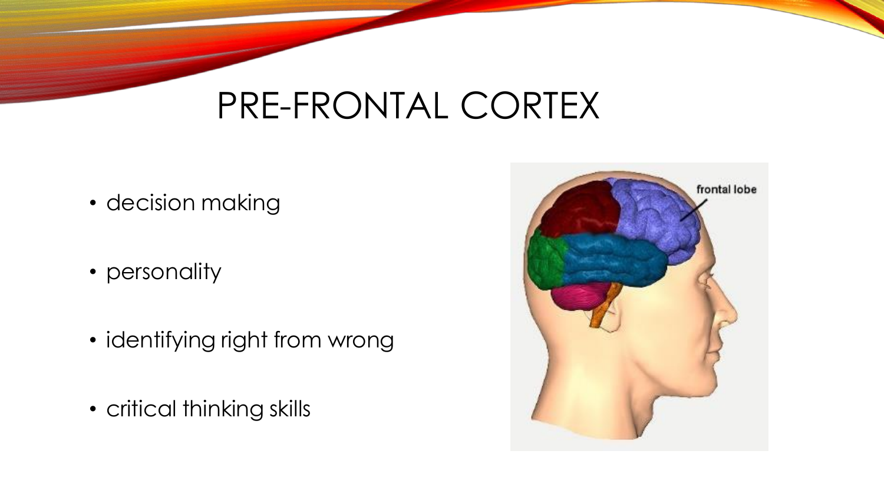# PRE-FRONTAL CORTEX

- decision making
- personality
- identifying right from wrong
- critical thinking skills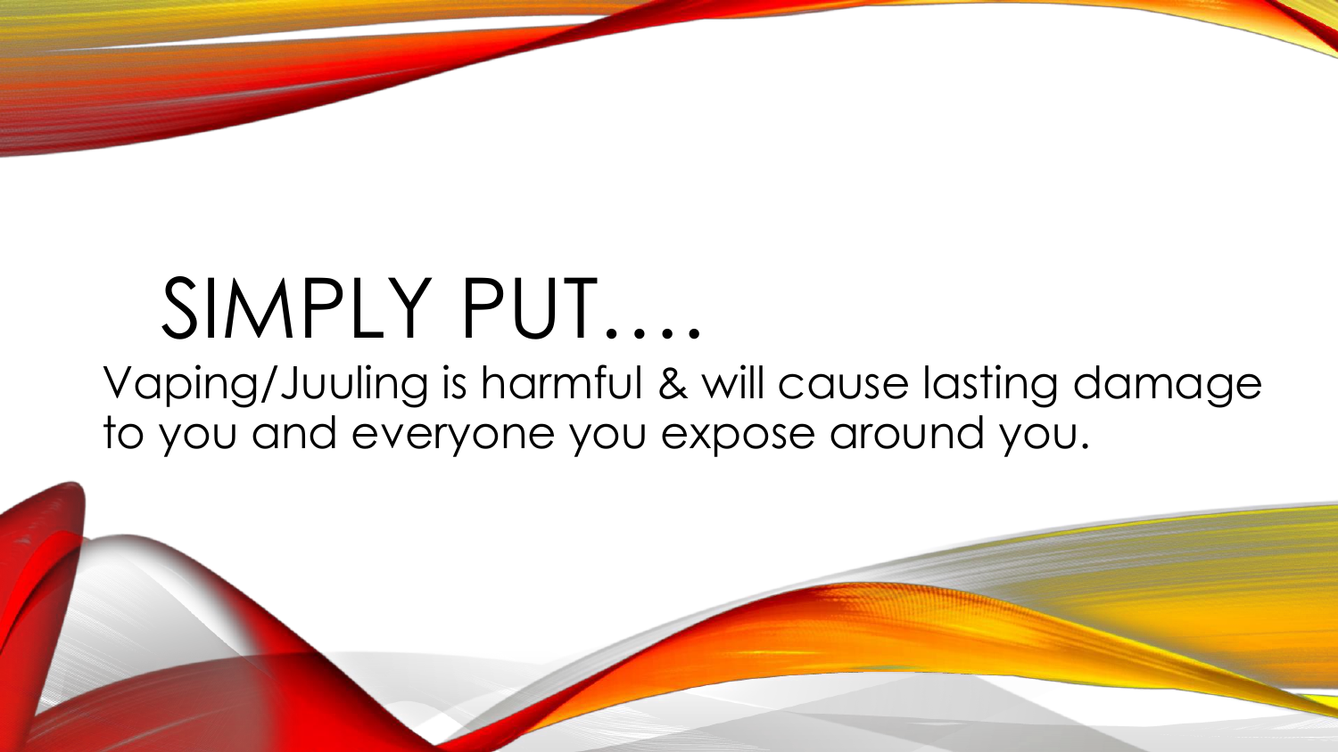# SIMPLY PUT….

Vaping/Juuling is harmful & will cause lasting damage to you and everyone you expose around you.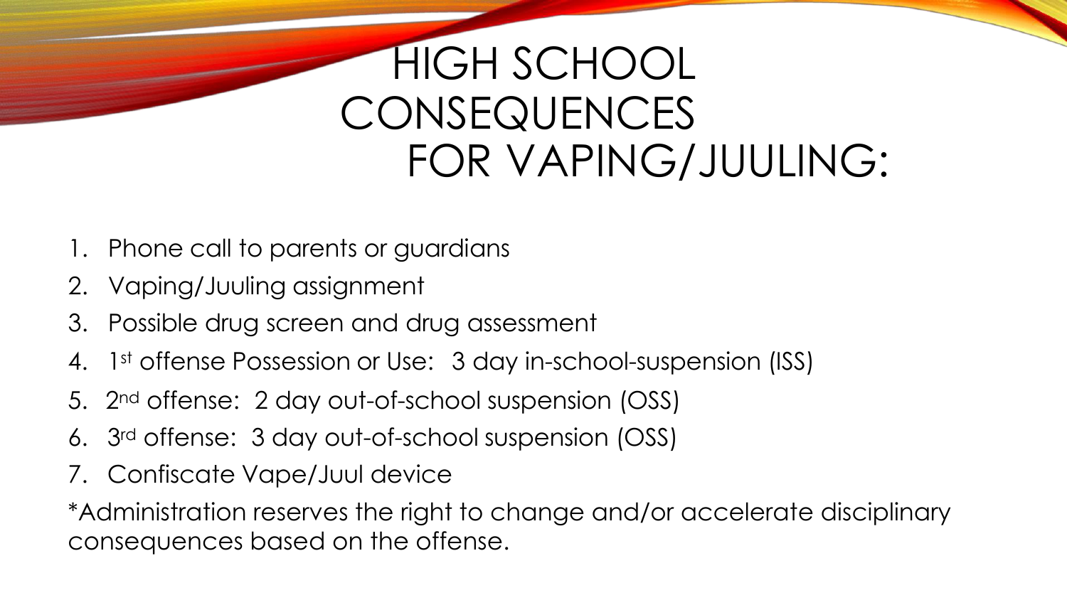# HIGH SCHOOL CONSEQUENCES FOR VAPING/JUULING:

1. Phone call to parents or guardians
2. Vaping/Juuling assignment
3. Possible drug screen and drug assessment
4. 1st offense Possession or Use: 3 day in-school-suspension (ISS)
5. 2nd offense: 2 day out-of-school suspension (OSS)
6. 3rd offense: 3 day out-of-school suspension (OSS)
7. Confiscate Vape/Juul device

*Administration reserves the right to change and/or accelerate disciplinary consequences based on the offense.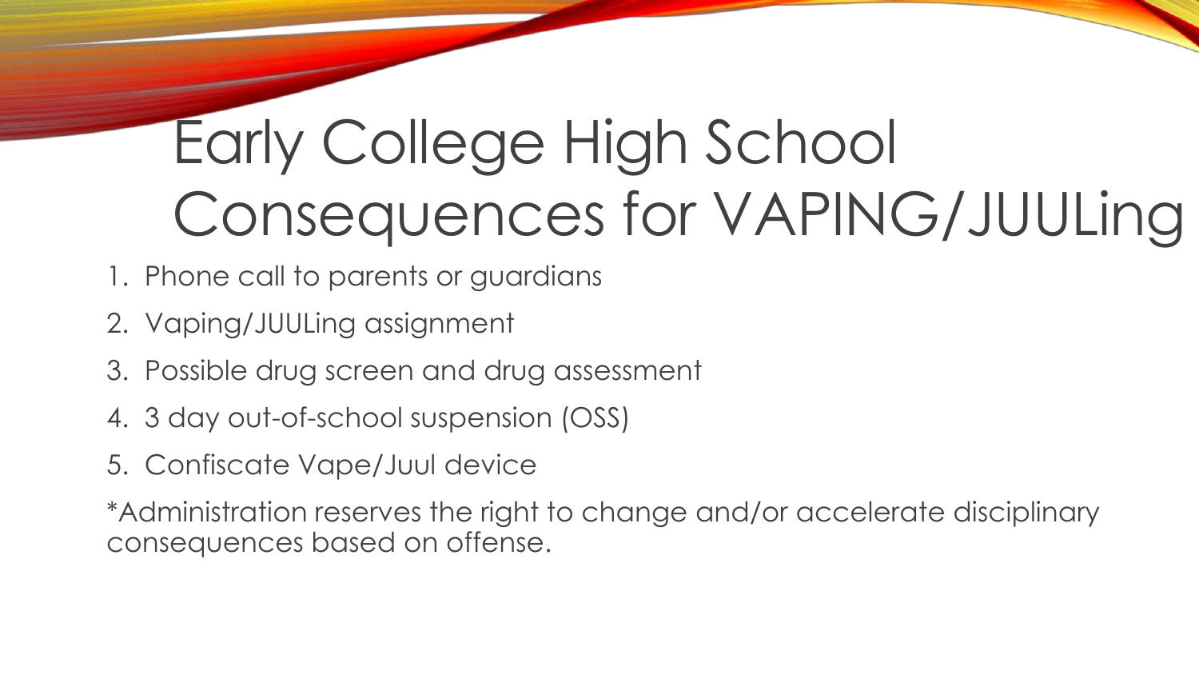# Early College High School Consequences for VAPING/JUULing

1. Phone call to parents or guardians
2. Vaping/JUULing assignment
3. Possible drug screen and drug assessment
4. 3 day out-of-school suspension (OSS)
5. Confiscate Vape/Juul device

*Administration reserves the right to change and/or accelerate disciplinary consequences based on offense.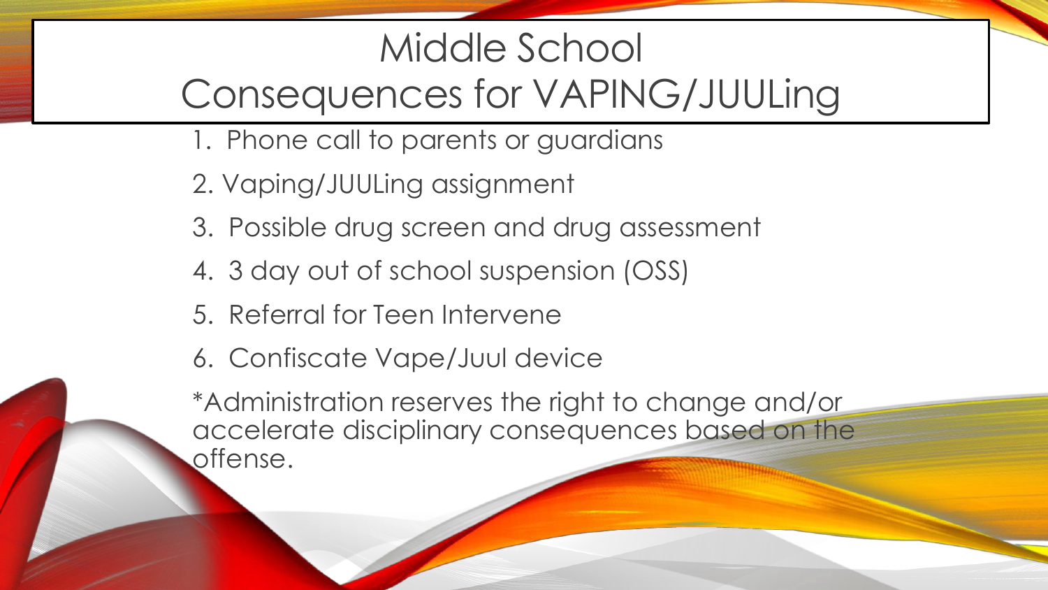# Middle School Consequences for VAPING/JUULing

1. Phone call to parents or guardians
2. Vaping/JUULing assignment
3. Possible drug screen and drug assessment
4. 3 day out of school suspension (OSS)
5. Referral for Teen Intervene
6. Confiscate Vape/Juul device

*Administration reserves the right to change and/or accelerate disciplinary consequences based on the offense.